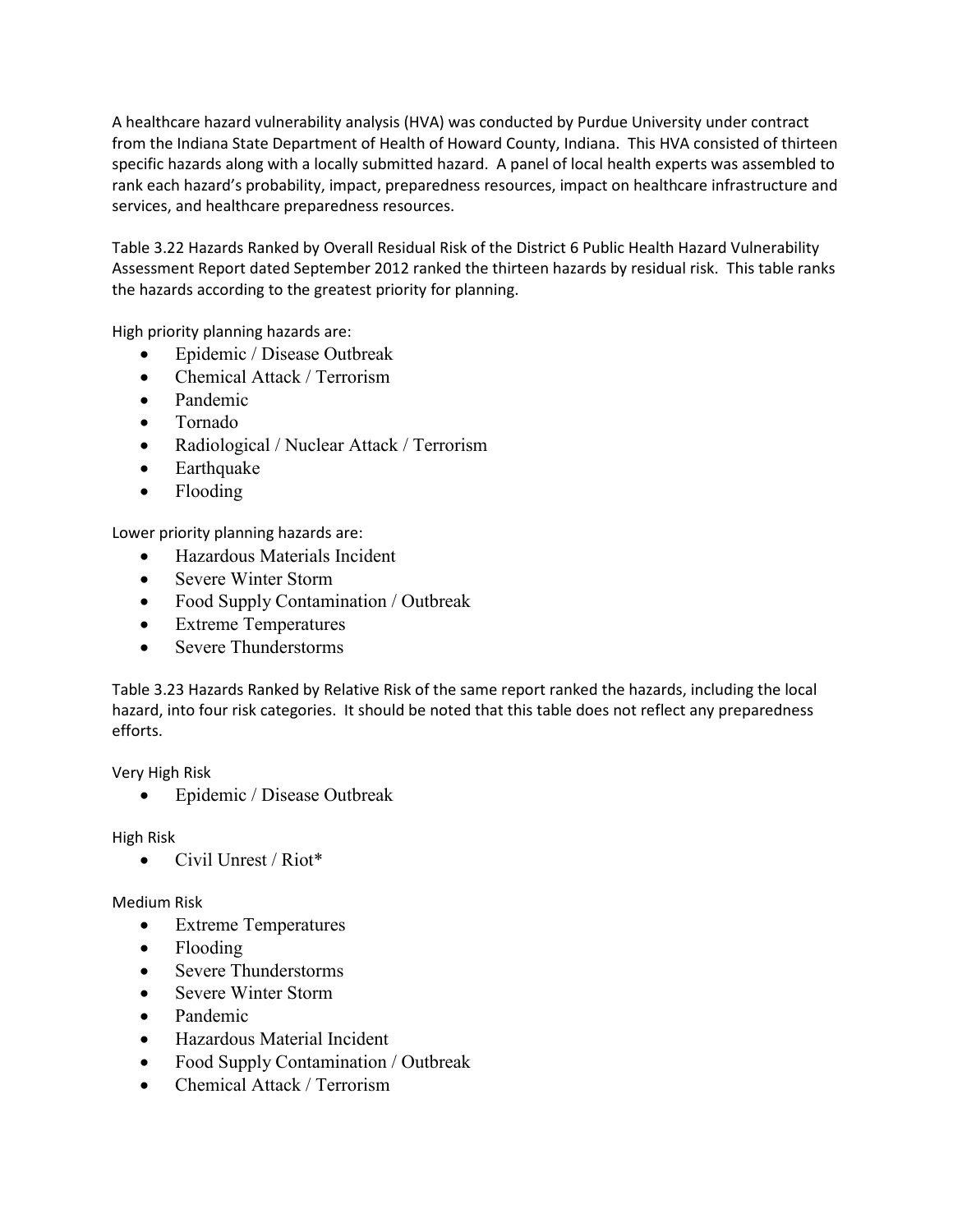A healthcare hazard vulnerability analysis (HVA) was conducted by Purdue University under contract from the Indiana State Department of Health of Howard County, Indiana. This HVA consisted of thirteen specific hazards along with a locally submitted hazard. A panel of local health experts was assembled to rank each hazard's probability, impact, preparedness resources, impact on healthcare infrastructure and services, and healthcare preparedness resources.

Table 3.22 Hazards Ranked by Overall Residual Risk of the District 6 Public Health Hazard Vulnerability Assessment Report dated September 2012 ranked the thirteen hazards by residual risk. This table ranks the hazards according to the greatest priority for planning.

High priority planning hazards are:

- Epidemic / Disease Outbreak
- Chemical Attack / Terrorism
- Pandemic
- Tornado
- Radiological / Nuclear Attack / Terrorism
- Earthquake
- Flooding

Lower priority planning hazards are:

- Hazardous Materials Incident
- Severe Winter Storm
- Food Supply Contamination / Outbreak
- Extreme Temperatures
- Severe Thunderstorms

Table 3.23 Hazards Ranked by Relative Risk of the same report ranked the hazards, including the local hazard, into four risk categories. It should be noted that this table does not reflect any preparedness efforts.

Very High Risk

- Epidemic / Disease Outbreak

High Risk

- Civil Unrest / Riot*

Medium Risk

- Extreme Temperatures
- Flooding
- Severe Thunderstorms
- Severe Winter Storm
- Pandemic
- Hazardous Material Incident
- Food Supply Contamination / Outbreak
- Chemical Attack / Terrorism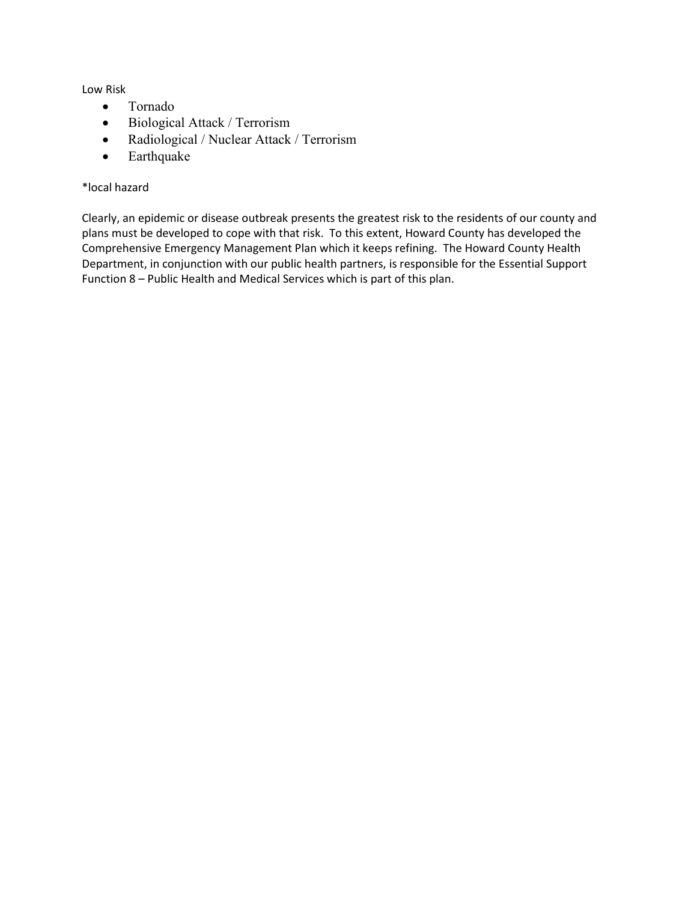Low Risk

- Tornado
- Biological Attack / Terrorism
- Radiological / Nuclear Attack / Terrorism
- Earthquake

*local hazard

Clearly, an epidemic or disease outbreak presents the greatest risk to the residents of our county and plans must be developed to cope with that risk. To this extent, Howard County has developed the Comprehensive Emergency Management Plan which it keeps refining. The Howard County Health Department, in conjunction with our public health partners, is responsible for the Essential Support Function 8 – Public Health and Medical Services which is part of this plan.